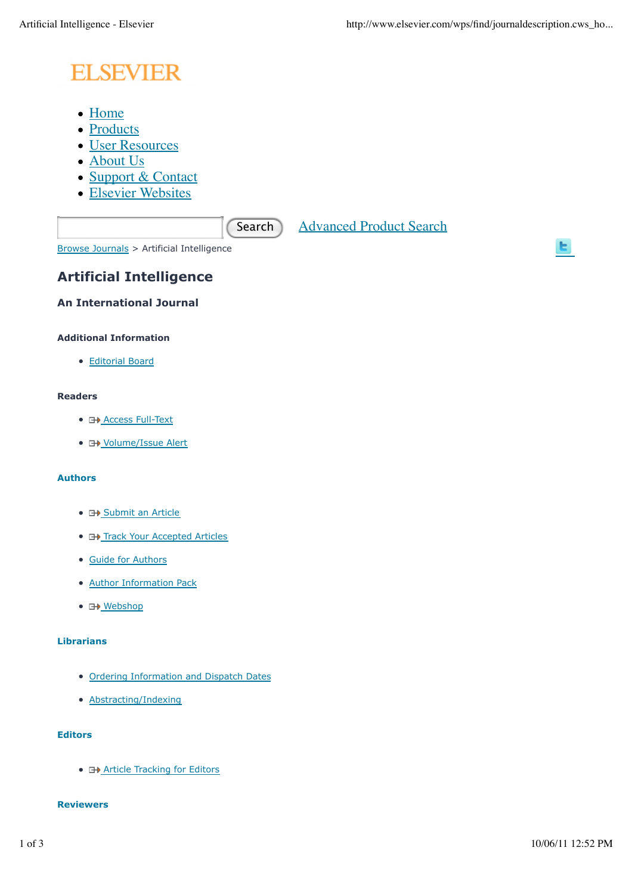ELSEVIER

- Home
- Products
- User Resources
- About Us
- Support & Contact
- Elsevier Websites

Search Advanced Product Search

Browse Journals > Artificial Intelligence

# Artificial Intelligence

### An International Journal

#### Additional Information

- Editorial Board

#### Readers

- Access Full-Text
- Volume/Issue Alert

#### Authors

- Submit an Article
- Track Your Accepted Articles
- Guide for Authors
- Author Information Pack
- Webshop

#### Librarians

- Ordering Information and Dispatch Dates
- Abstracting/Indexing

#### Editors

- Article Tracking for Editors

#### Reviewers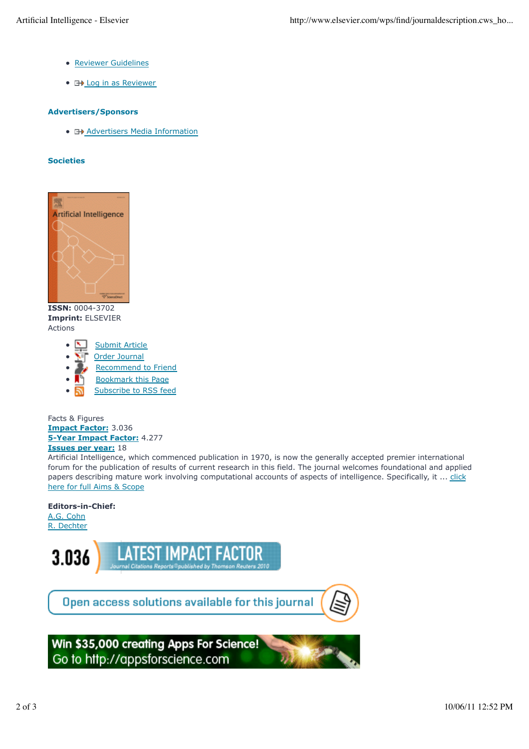- Reviewer Guidelines
- Log in as Reviewer

### Advertisers/Sponsors

- Advertisers Media Information

### Societies

**ISSN:** 0004-3702
**Imprint:** ELSEVIER
Actions

- Submit Article
- Order Journal
- Recommend to Friend
- Bookmark this Page
- Subscribe to RSS feed

Facts & Figures
**Impact Factor:** 3.036
**5-Year Impact Factor:** 4.277
**Issues per year:** 18
Artificial Intelligence, which commenced publication in 1970, is now the generally accepted premier international forum for the publication of results of current research in this field. The journal welcomes foundational and applied papers describing mature work involving computational accounts of aspects of intelligence. Specifically, it ... click here for full Aims & Scope

**Editors-in-Chief:**
A.G. Cohn
R. Dechter

3.036 LATEST IMPACT FACTOR
*Journal Citations Reports© published by Thomson Reuters 2010*

Open access solutions available for this journal

Win $35,000 creating Apps For Science!
Go to http://appsforscience.com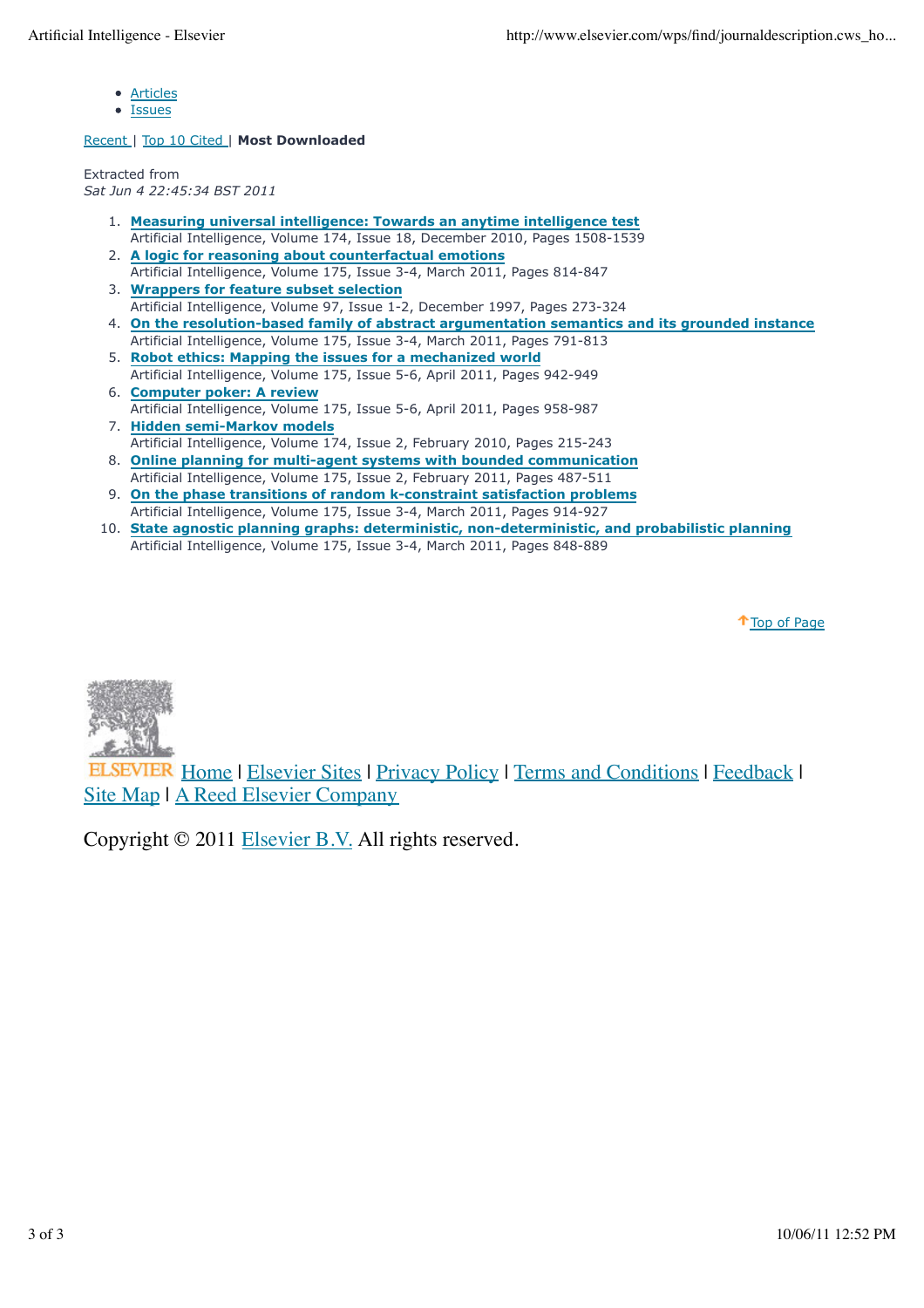- Articles
- Issues

Recent | Top 10 Cited | **Most Downloaded**

Extracted from
*Sat Jun 4 22:45:34 BST 2011*

1. **Measuring universal intelligence: Towards an anytime intelligence test**
   Artificial Intelligence, Volume 174, Issue 18, December 2010, Pages 1508-1539
2. **A logic for reasoning about counterfactual emotions**
   Artificial Intelligence, Volume 175, Issue 3-4, March 2011, Pages 814-847
3. **Wrappers for feature subset selection**
   Artificial Intelligence, Volume 97, Issue 1-2, December 1997, Pages 273-324
4. **On the resolution-based family of abstract argumentation semantics and its grounded instance**
   Artificial Intelligence, Volume 175, Issue 3-4, March 2011, Pages 791-813
5. **Robot ethics: Mapping the issues for a mechanized world**
   Artificial Intelligence, Volume 175, Issue 5-6, April 2011, Pages 942-949
6. **Computer poker: A review**
   Artificial Intelligence, Volume 175, Issue 5-6, April 2011, Pages 958-987
7. **Hidden semi-Markov models**
   Artificial Intelligence, Volume 174, Issue 2, February 2010, Pages 215-243
8. **Online planning for multi-agent systems with bounded communication**
   Artificial Intelligence, Volume 175, Issue 2, February 2011, Pages 487-511
9. **On the phase transitions of random k-constraint satisfaction problems**
   Artificial Intelligence, Volume 175, Issue 3-4, March 2011, Pages 914-927
10. **State agnostic planning graphs: deterministic, non-deterministic, and probabilistic planning**
    Artificial Intelligence, Volume 175, Issue 3-4, March 2011, Pages 848-889

Top of Page

ELSEVIER Home | Elsevier Sites | Privacy Policy | Terms and Conditions | Feedback | Site Map | A Reed Elsevier Company

Copyright © 2011 Elsevier B.V. All rights reserved.